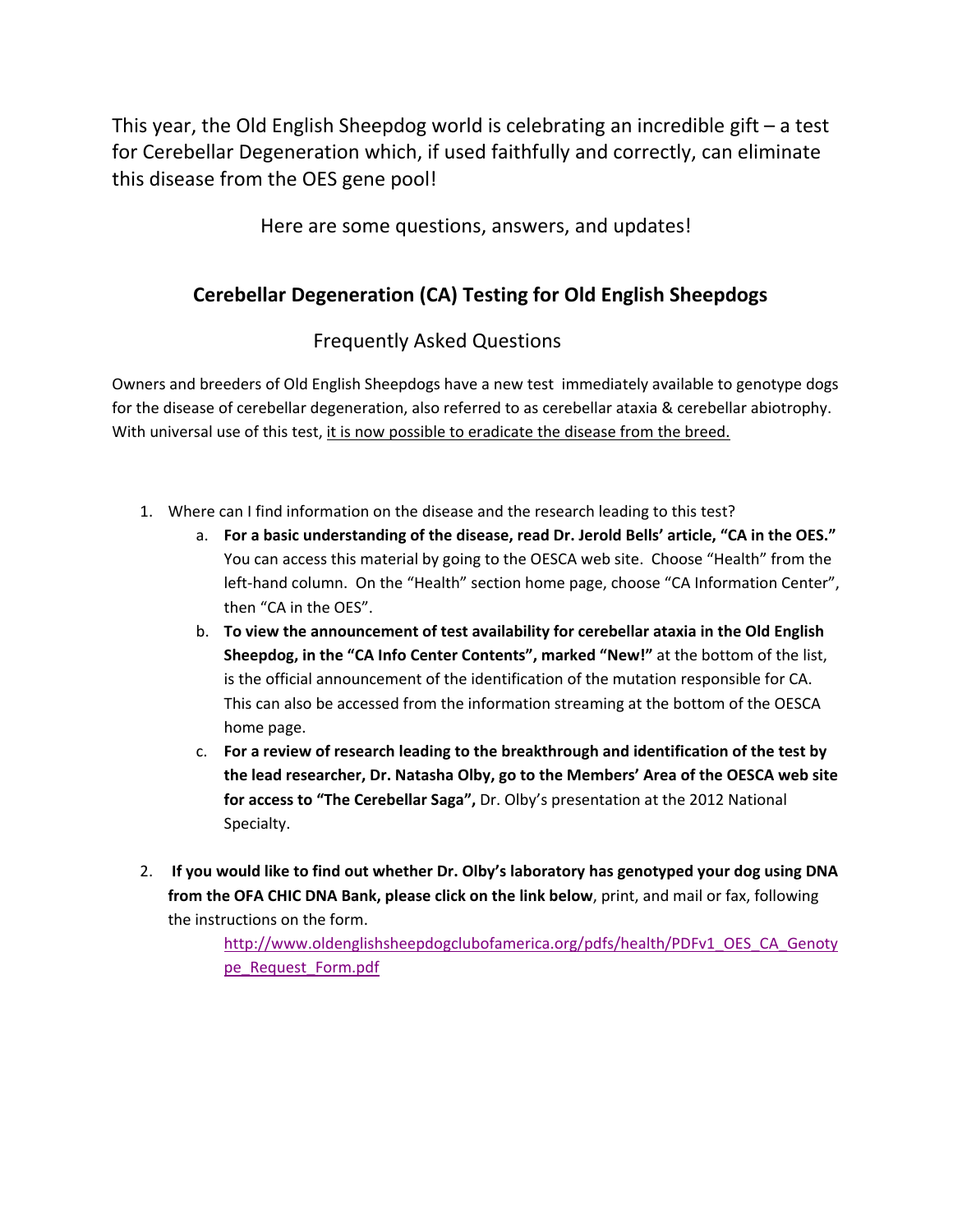This year, the Old English Sheepdog world is celebrating an incredible gift – a test for Cerebellar Degeneration which, if used faithfully and correctly, can eliminate this disease from the OES gene pool!

Here are some questions, answers, and updates!

## Cerebellar Degeneration (CA) Testing for Old English Sheepdogs

### Frequently Asked Questions

Owners and breeders of Old English Sheepdogs have a new test immediately available to genotype dogs for the disease of cerebellar degeneration, also referred to as cerebellar ataxia & cerebellar abiotrophy. With universal use of this test, <u>it is now possible to eradicate the disease from the breed.</u>

1. Where can I find information on the disease and the research leading to this test?
   a. **For a basic understanding of the disease, read Dr. Jerold Bells' article, "CA in the OES."** You can access this material by going to the OESCA web site. Choose "Health" from the left-hand column. On the "Health" section home page, choose "CA Information Center", then "CA in the OES".
   b. **To view the announcement of test availability for cerebellar ataxia in the Old English Sheepdog, in the "CA Info Center Contents", marked "New!"** at the bottom of the list, is the official announcement of the identification of the mutation responsible for CA. This can also be accessed from the information streaming at the bottom of the OESCA home page.
   c. **For a review of research leading to the breakthrough and identification of the test by the lead researcher, Dr. Natasha Olby, go to the Members' Area of the OESCA web site for access to "The Cerebellar Saga",** Dr. Olby's presentation at the 2012 National Specialty.

2. **If you would like to find out whether Dr. Olby's laboratory has genotyped your dog using DNA from the OFA CHIC DNA Bank, please click on the link below**, print, and mail or fax, following the instructions on the form.

   http://www.oldenglishsheepdogclubofamerica.org/pdfs/health/PDFv1_OES_CA_Genotype_Request_Form.pdf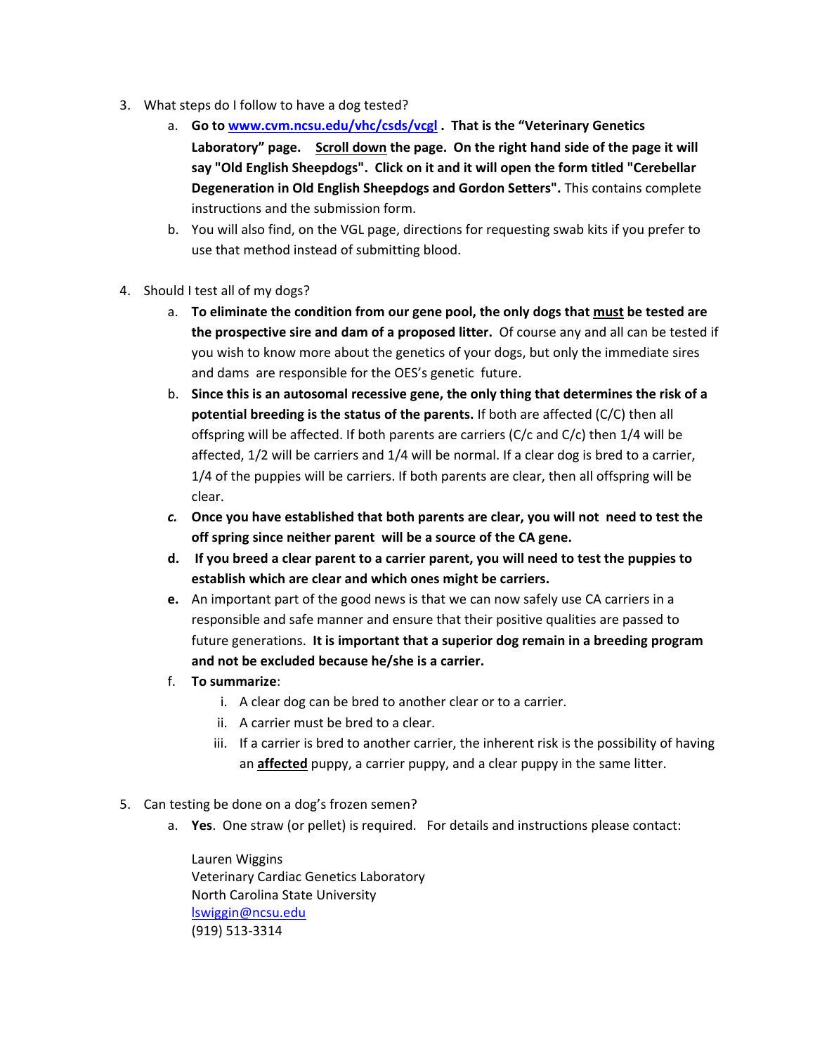3. What steps do I follow to have a dog tested?
    a. **Go to [www.cvm.ncsu.edu/vhc/csds/vcgl](http://www.cvm.ncsu.edu/vhc/csds/vcgl) . That is the "Veterinary Genetics Laboratory" page. <u>Scroll down</u> the page. On the right hand side of the page it will say "Old English Sheepdogs". Click on it and it will open the form titled "Cerebellar Degeneration in Old English Sheepdogs and Gordon Setters".** This contains complete instructions and the submission form.
    b. You will also find, on the VGL page, directions for requesting swab kits if you prefer to use that method instead of submitting blood.

4. Should I test all of my dogs?
    a. **To eliminate the condition from our gene pool, the only dogs that <u>must</u> be tested are the prospective sire and dam of a proposed litter.** Of course any and all can be tested if you wish to know more about the genetics of your dogs, but only the immediate sires and dams are responsible for the OES's genetic future.
    b. **Since this is an autosomal recessive gene, the only thing that determines the risk of a potential breeding is the status of the parents.** If both are affected (C/C) then all offspring will be affected. If both parents are carriers (C/c and C/c) then 1/4 will be affected, 1/2 will be carriers and 1/4 will be normal. If a clear dog is bred to a carrier, 1/4 of the puppies will be carriers. If both parents are clear, then all offspring will be clear.
    c. ***Once you have established that both parents are clear, you will not need to test the off spring since neither parent will be a source of the CA gene.***
    d. **If you breed a clear parent to a carrier parent, you will need to test the puppies to establish which are clear and which ones might be carriers.**
    e. An important part of the good news is that we can now safely use CA carriers in a responsible and safe manner and ensure that their positive qualities are passed to future generations. **It is important that a superior dog remain in a breeding program and not be excluded because he/she is a carrier.**
    f. **To summarize**:
        i. A clear dog can be bred to another clear or to a carrier.
        ii. A carrier must be bred to a clear.
        iii. If a carrier is bred to another carrier, the inherent risk is the possibility of having an <u>**affected**</u> puppy, a carrier puppy, and a clear puppy in the same litter.

5. Can testing be done on a dog's frozen semen?
    a. **Yes**. One straw (or pellet) is required. For details and instructions please contact:

        Lauren Wiggins
        Veterinary Cardiac Genetics Laboratory
        North Carolina State University
        [lswiggin@ncsu.edu](mailto:lswiggin@ncsu.edu)
        (919) 513-3314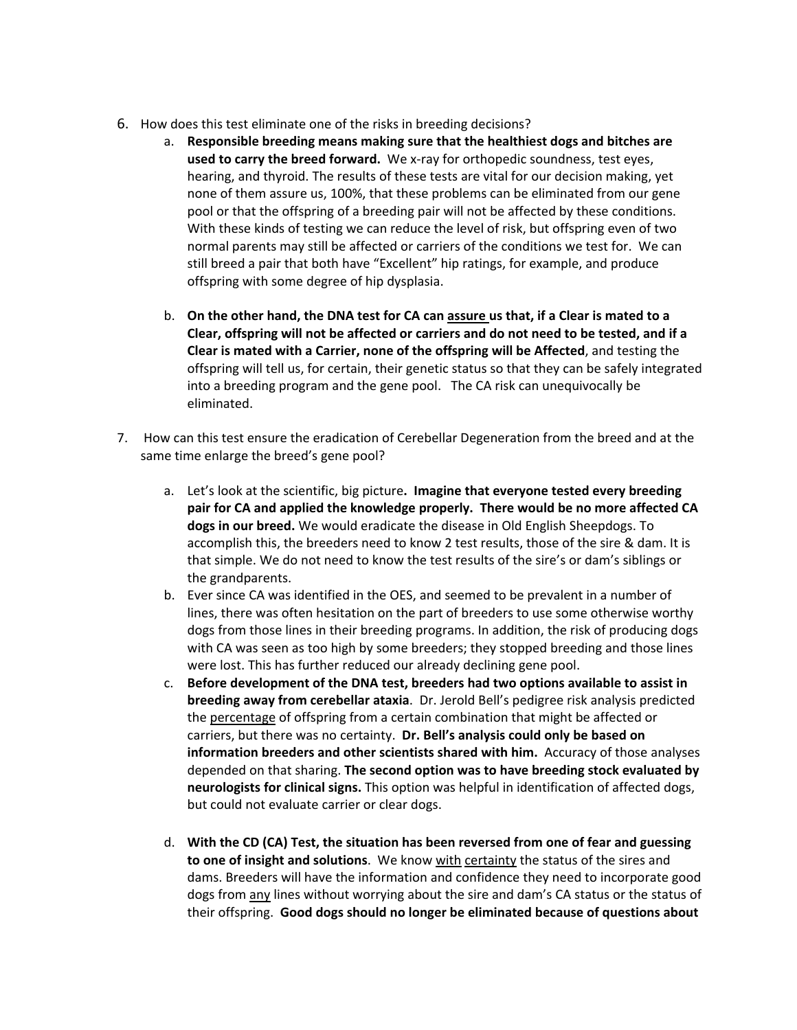6. How does this test eliminate one of the risks in breeding decisions?
    a. **Responsible breeding means making sure that the healthiest dogs and bitches are used to carry the breed forward.** We x-ray for orthopedic soundness, test eyes, hearing, and thyroid. The results of these tests are vital for our decision making, yet none of them assure us, 100%, that these problems can be eliminated from our gene pool or that the offspring of a breeding pair will not be affected by these conditions. With these kinds of testing we can reduce the level of risk, but offspring even of two normal parents may still be affected or carriers of the conditions we test for. We can still breed a pair that both have "Excellent" hip ratings, for example, and produce offspring with some degree of hip dysplasia.

    b. **On the other hand, the DNA test for CA can <u>assure</u> us that, if a Clear is mated to a Clear, offspring will not be affected or carriers and do not need to be tested, and if a Clear is mated with a Carrier, none of the offspring will be Affected**, and testing the offspring will tell us, for certain, their genetic status so that they can be safely integrated into a breeding program and the gene pool. The CA risk can unequivocally be eliminated.

7. How can this test ensure the eradication of Cerebellar Degeneration from the breed and at the same time enlarge the breed's gene pool?

    a. Let's look at the scientific, big picture**. Imagine that everyone tested every breeding pair for CA and applied the knowledge properly. There would be no more affected CA dogs in our breed.** We would eradicate the disease in Old English Sheepdogs. To accomplish this, the breeders need to know 2 test results, those of the sire & dam. It is that simple. We do not need to know the test results of the sire's or dam's siblings or the grandparents.
    b. Ever since CA was identified in the OES, and seemed to be prevalent in a number of lines, there was often hesitation on the part of breeders to use some otherwise worthy dogs from those lines in their breeding programs. In addition, the risk of producing dogs with CA was seen as too high by some breeders; they stopped breeding and those lines were lost. This has further reduced our already declining gene pool.
    c. **Before development of the DNA test, breeders had two options available to assist in breeding away from cerebellar ataxia**. Dr. Jerold Bell's pedigree risk analysis predicted the <u>percentage</u> of offspring from a certain combination that might be affected or carriers, but there was no certainty. **Dr. Bell's analysis could only be based on information breeders and other scientists shared with him.** Accuracy of those analyses depended on that sharing. **The second option was to have breeding stock evaluated by neurologists for clinical signs.** This option was helpful in identification of affected dogs, but could not evaluate carrier or clear dogs.

    d. **With the CD (CA) Test, the situation has been reversed from one of fear and guessing to one of insight and solutions**. We know <u>with</u> <u>certainty</u> the status of the sires and dams. Breeders will have the information and confidence they need to incorporate good dogs from <u>any</u> lines without worrying about the sire and dam's CA status or the status of their offspring. **Good dogs should no longer be eliminated because of questions about**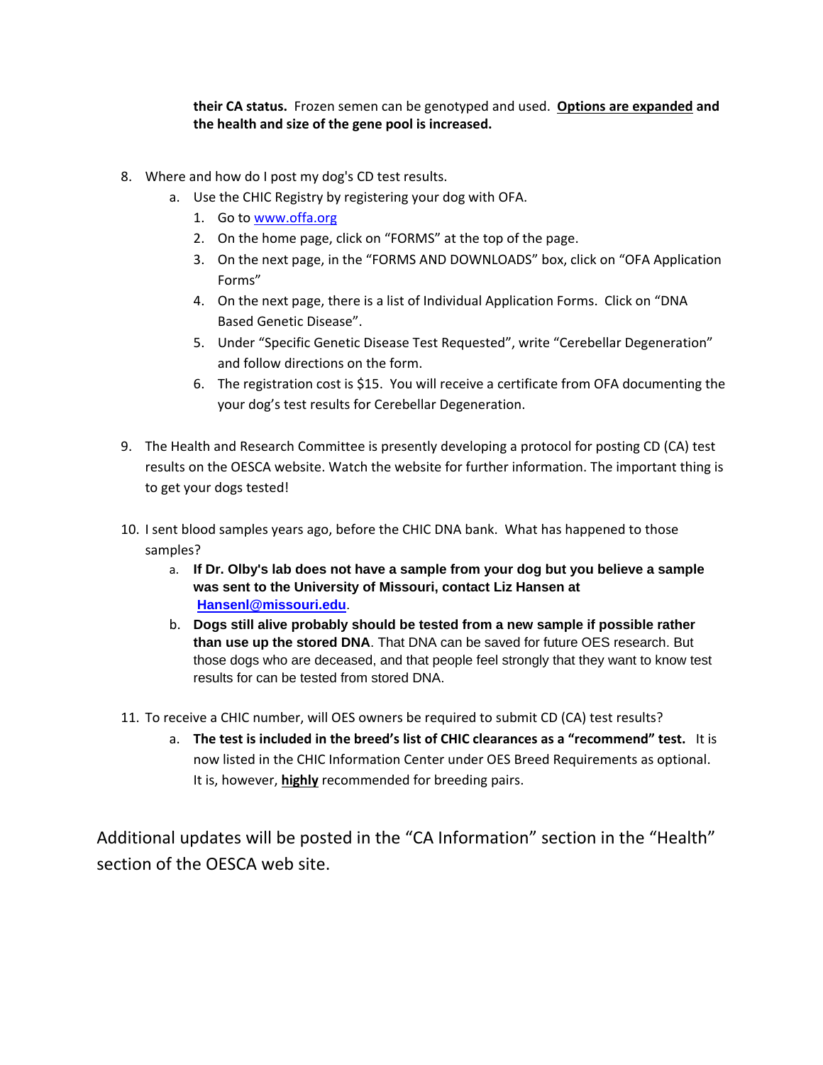**their CA status.** Frozen semen can be genotyped and used. **<u>Options are expanded</u> and the health and size of the gene pool is increased.**

8. Where and how do I post my dog's CD test results.
    a. Use the CHIC Registry by registering your dog with OFA.
        1. Go to www.offa.org
        2. On the home page, click on "FORMS" at the top of the page.
        3. On the next page, in the "FORMS AND DOWNLOADS" box, click on "OFA Application Forms"
        4. On the next page, there is a list of Individual Application Forms. Click on "DNA Based Genetic Disease".
        5. Under "Specific Genetic Disease Test Requested", write "Cerebellar Degeneration" and follow directions on the form.
        6. The registration cost is $15. You will receive a certificate from OFA documenting the your dog's test results for Cerebellar Degeneration.

9. The Health and Research Committee is presently developing a protocol for posting CD (CA) test results on the OESCA website. Watch the website for further information. The important thing is to get your dogs tested!

10. I sent blood samples years ago, before the CHIC DNA bank. What has happened to those samples?
    a. **If Dr. Olby's lab does not have a sample from your dog but you believe a sample was sent to the University of Missouri, contact Liz Hansen at Hansenl@missouri.edu**.
    b. **Dogs still alive probably should be tested from a new sample if possible rather than use up the stored DNA**. That DNA can be saved for future OES research. But those dogs who are deceased, and that people feel strongly that they want to know test results for can be tested from stored DNA.

11. To receive a CHIC number, will OES owners be required to submit CD (CA) test results?
    a. **The test is included in the breed's list of CHIC clearances as a "recommend" test.** It is now listed in the CHIC Information Center under OES Breed Requirements as optional. It is, however, **<u>highly</u>** recommended for breeding pairs.

Additional updates will be posted in the "CA Information" section in the "Health" section of the OESCA web site.